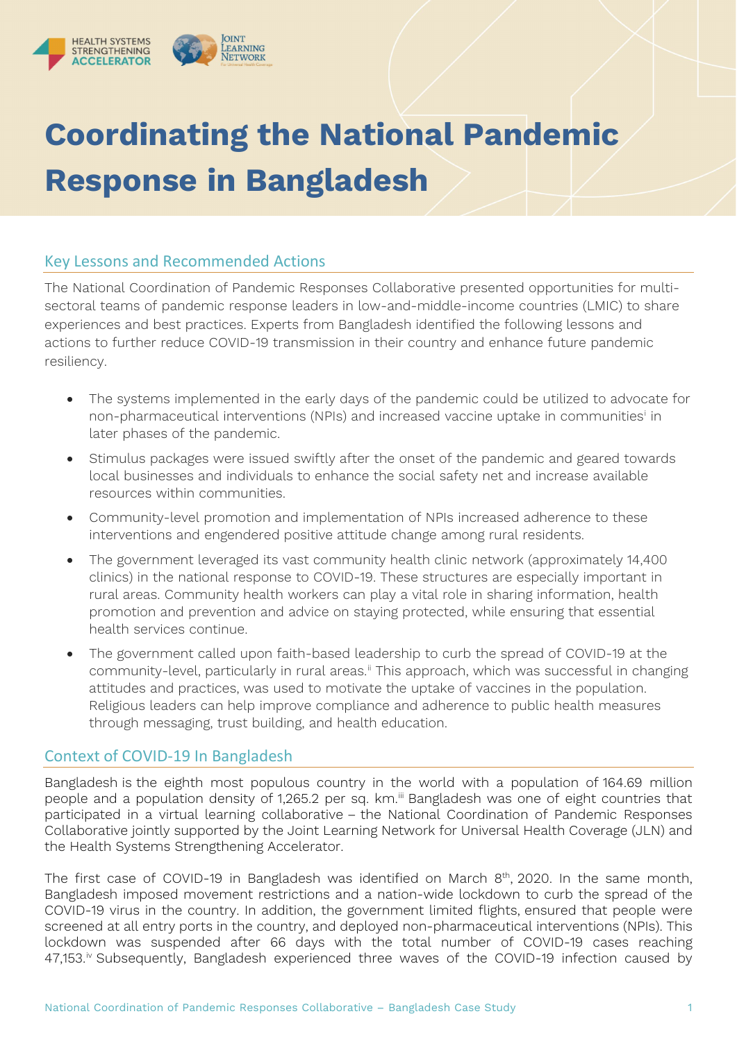# Coordinating the National Pandemic Response in Bangladesh

## Key Lessons and Recommended Actions

The National Coordination of Pandemic Responses Collaborative presented opportunities for multi-sectoral teams of pandemic response leaders in low-and-middle-income countries (LMIC) to share experiences and best practices. Experts from Bangladesh identified the following lessons and actions to further reduce COVID-19 transmission in their country and enhance future pandemic resiliency.

- The systems implemented in the early days of the pandemic could be utilized to advocate for non-pharmaceutical interventions (NPIs) and increased vaccine uptake in communities[i] in later phases of the pandemic.
- Stimulus packages were issued swiftly after the onset of the pandemic and geared towards local businesses and individuals to enhance the social safety net and increase available resources within communities.
- Community-level promotion and implementation of NPIs increased adherence to these interventions and engendered positive attitude change among rural residents.
- The government leveraged its vast community health clinic network (approximately 14,400 clinics) in the national response to COVID-19. These structures are especially important in rural areas. Community health workers can play a vital role in sharing information, health promotion and prevention and advice on staying protected, while ensuring that essential health services continue.
- The government called upon faith-based leadership to curb the spread of COVID-19 at the community-level, particularly in rural areas.[ii] This approach, which was successful in changing attitudes and practices, was used to motivate the uptake of vaccines in the population. Religious leaders can help improve compliance and adherence to public health measures through messaging, trust building, and health education.

## Context of COVID-19 In Bangladesh

Bangladesh is the eighth most populous country in the world with a population of 164.69 million people and a population density of 1,265.2 per sq. km.[iii] Bangladesh was one of eight countries that participated in a virtual learning collaborative – the National Coordination of Pandemic Responses Collaborative jointly supported by the Joint Learning Network for Universal Health Coverage (JLN) and the Health Systems Strengthening Accelerator.

The first case of COVID-19 in Bangladesh was identified on March 8th, 2020. In the same month, Bangladesh imposed movement restrictions and a nation-wide lockdown to curb the spread of the COVID-19 virus in the country. In addition, the government limited flights, ensured that people were screened at all entry ports in the country, and deployed non-pharmaceutical interventions (NPIs). This lockdown was suspended after 66 days with the total number of COVID-19 cases reaching 47,153.[iv] Subsequently, Bangladesh experienced three waves of the COVID-19 infection caused by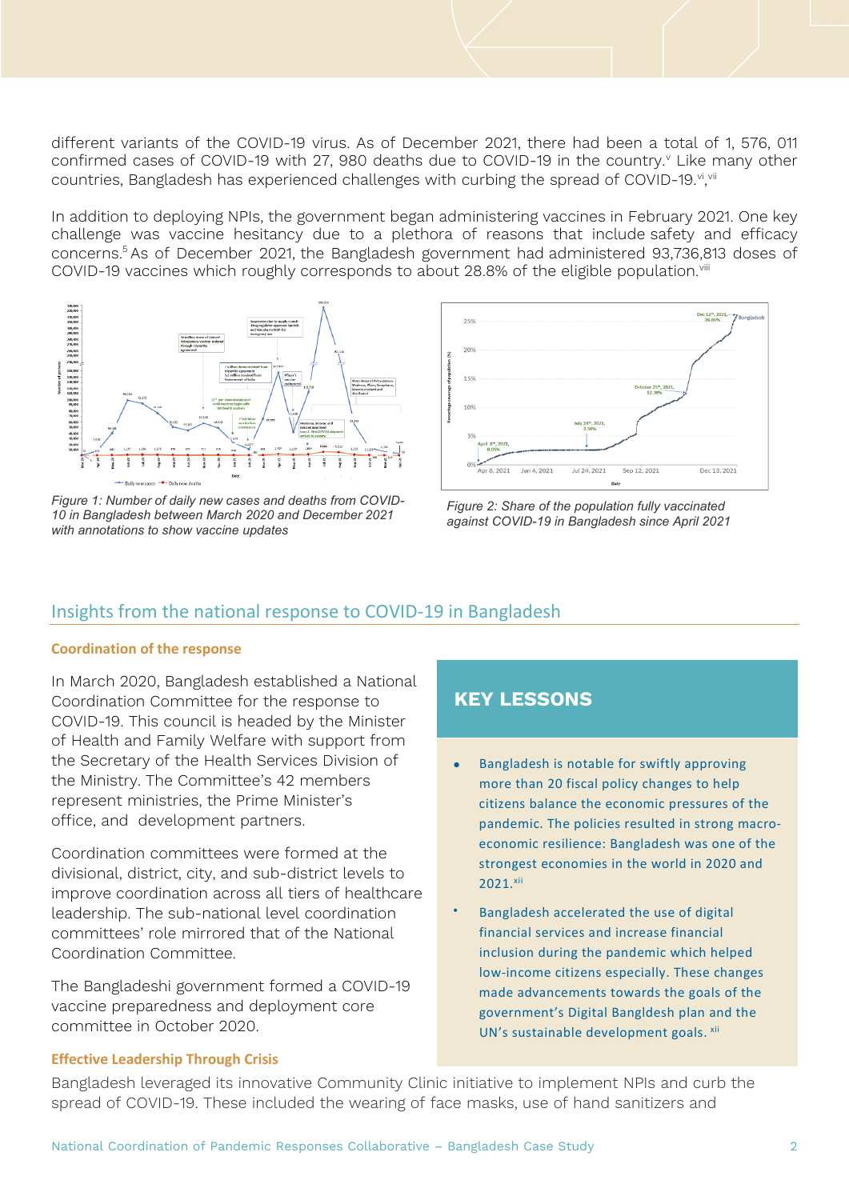different variants of the COVID-19 virus. As of December 2021, there had been a total of 1, 576, 011 confirmed cases of COVID-19 with 27, 980 deaths due to COVID-19 in the country.[v] Like many other countries, Bangladesh has experienced challenges with curbing the spread of COVID-19.[vi],[vii]

In addition to deploying NPIs, the government began administering vaccines in February 2021. One key challenge was vaccine hesitancy due to a plethora of reasons that include safety and efficacy concerns.[5] As of December 2021, the Bangladesh government had administered 93,736,813 doses of COVID-19 vaccines which roughly corresponds to about 28.8% of the eligible population.[viii]

*Figure 1: Number of daily new cases and deaths from COVID-10 in Bangladesh between March 2020 and December 2021 with annotations to show vaccine updates*

*Figure 2: Share of the population fully vaccinated against COVID-19 in Bangladesh since April 2021*

## Insights from the national response to COVID-19 in Bangladesh

### Coordination of the response

In March 2020, Bangladesh established a National Coordination Committee for the response to COVID-19. This council is headed by the Minister of Health and Family Welfare with support from the Secretary of the Health Services Division of the Ministry. The Committee's 42 members represent ministries, the Prime Minister's office, and development partners.

Coordination committees were formed at the divisional, district, city, and sub-district levels to improve coordination across all tiers of healthcare leadership. The sub-national level coordination committees' role mirrored that of the National Coordination Committee.

The Bangladeshi government formed a COVID-19 vaccine preparedness and deployment core committee in October 2020.

### KEY LESSONS

- Bangladesh is notable for swiftly approving more than 20 fiscal policy changes to help citizens balance the economic pressures of the pandemic. The policies resulted in strong macro-economic resilience: Bangladesh was one of the strongest economies in the world in 2020 and 2021.[xii]
- Bangladesh accelerated the use of digital financial services and increase financial inclusion during the pandemic which helped low-income citizens especially. These changes made advancements towards the goals of the government's Digital Bangldesh plan and the UN's sustainable development goals. [xii]

### Effective Leadership Through Crisis

Bangladesh leveraged its innovative Community Clinic initiative to implement NPIs and curb the spread of COVID-19. These included the wearing of face masks, use of hand sanitizers and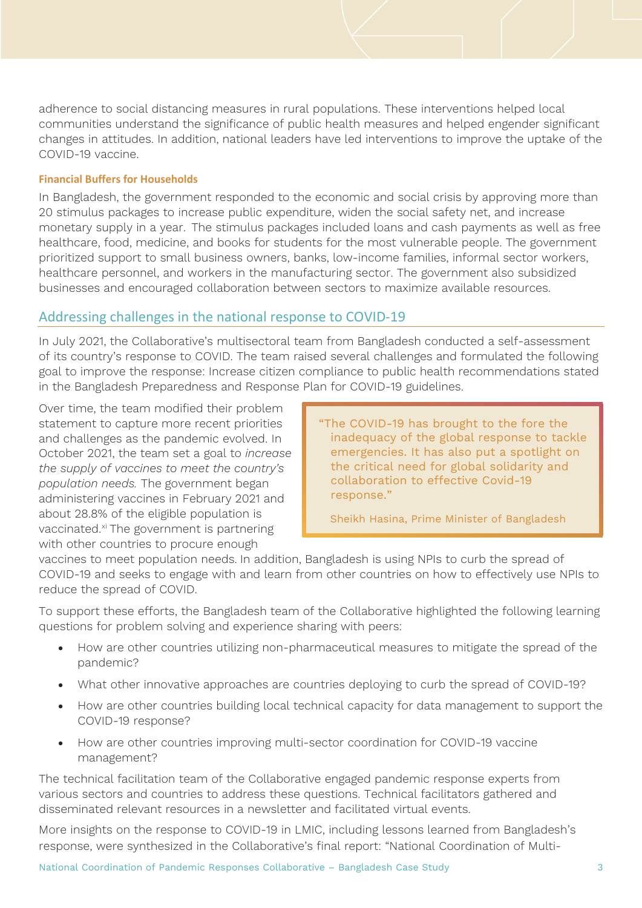adherence to social distancing measures in rural populations. These interventions helped local communities understand the significance of public health measures and helped engender significant changes in attitudes. In addition, national leaders have led interventions to improve the uptake of the COVID-19 vaccine.

### Financial Buffers for Households

In Bangladesh, the government responded to the economic and social crisis by approving more than 20 stimulus packages to increase public expenditure, widen the social safety net, and increase monetary supply in a year. The stimulus packages included loans and cash payments as well as free healthcare, food, medicine, and books for students for the most vulnerable people. The government prioritized support to small business owners, banks, low-income families, informal sector workers, healthcare personnel, and workers in the manufacturing sector. The government also subsidized businesses and encouraged collaboration between sectors to maximize available resources.

## Addressing challenges in the national response to COVID-19

In July 2021, the Collaborative's multisectoral team from Bangladesh conducted a self-assessment of its country's response to COVID. The team raised several challenges and formulated the following goal to improve the response: Increase citizen compliance to public health recommendations stated in the Bangladesh Preparedness and Response Plan for COVID-19 guidelines.

Over time, the team modified their problem statement to capture more recent priorities and challenges as the pandemic evolved. In October 2021, the team set a goal to *increase the supply of vaccines to meet the country's population needs.* The government began administering vaccines in February 2021 and about 28.8% of the eligible population is vaccinated.[xi] The government is partnering with other countries to procure enough vaccines to meet population needs. In addition, Bangladesh is using NPIs to curb the spread of COVID-19 and seeks to engage with and learn from other countries on how to effectively use NPIs to reduce the spread of COVID.

> "The COVID-19 has brought to the fore the inadequacy of the global response to tackle emergencies. It has also put a spotlight on the critical need for global solidarity and collaboration to effective Covid-19 response."
>
> Sheikh Hasina, Prime Minister of Bangladesh

To support these efforts, the Bangladesh team of the Collaborative highlighted the following learning questions for problem solving and experience sharing with peers:

- How are other countries utilizing non-pharmaceutical measures to mitigate the spread of the pandemic?
- What other innovative approaches are countries deploying to curb the spread of COVID-19?
- How are other countries building local technical capacity for data management to support the COVID-19 response?
- How are other countries improving multi-sector coordination for COVID-19 vaccine management?

The technical facilitation team of the Collaborative engaged pandemic response experts from various sectors and countries to address these questions. Technical facilitators gathered and disseminated relevant resources in a newsletter and facilitated virtual events.

More insights on the response to COVID-19 in LMIC, including lessons learned from Bangladesh's response, were synthesized in the Collaborative's final report: "National Coordination of Multi-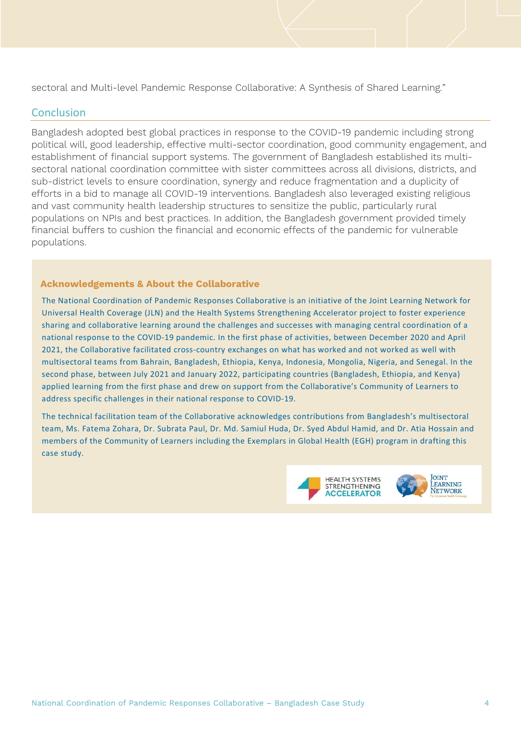sectoral and Multi-level Pandemic Response Collaborative: A Synthesis of Shared Learning."

## Conclusion

Bangladesh adopted best global practices in response to the COVID-19 pandemic including strong political will, good leadership, effective multi-sector coordination, good community engagement, and establishment of financial support systems. The government of Bangladesh established its multi-sectoral national coordination committee with sister committees across all divisions, districts, and sub-district levels to ensure coordination, synergy and reduce fragmentation and a duplicity of efforts in a bid to manage all COVID-19 interventions. Bangladesh also leveraged existing religious and vast community health leadership structures to sensitize the public, particularly rural populations on NPIs and best practices. In addition, the Bangladesh government provided timely financial buffers to cushion the financial and economic effects of the pandemic for vulnerable populations.

### Acknowledgements & About the Collaborative

The National Coordination of Pandemic Responses Collaborative is an initiative of the Joint Learning Network for Universal Health Coverage (JLN) and the Health Systems Strengthening Accelerator project to foster experience sharing and collaborative learning around the challenges and successes with managing central coordination of a national response to the COVID-19 pandemic. In the first phase of activities, between December 2020 and April 2021, the Collaborative facilitated cross-country exchanges on what has worked and not worked as well with multisectoral teams from Bahrain, Bangladesh, Ethiopia, Kenya, Indonesia, Mongolia, Nigeria, and Senegal. In the second phase, between July 2021 and January 2022, participating countries (Bangladesh, Ethiopia, and Kenya) applied learning from the first phase and drew on support from the Collaborative's Community of Learners to address specific challenges in their national response to COVID-19.

The technical facilitation team of the Collaborative acknowledges contributions from Bangladesh's multisectoral team, Ms. Fatema Zohara, Dr. Subrata Paul, Dr. Md. Samiul Huda, Dr. Syed Abdul Hamid, and Dr. Atia Hossain and members of the Community of Learners including the Exemplars in Global Health (EGH) program in drafting this case study.

HEALTH SYSTEMS STRENGTHENING ACCELERATOR

JOINT LEARNING NETWORK For Universal Health Coverage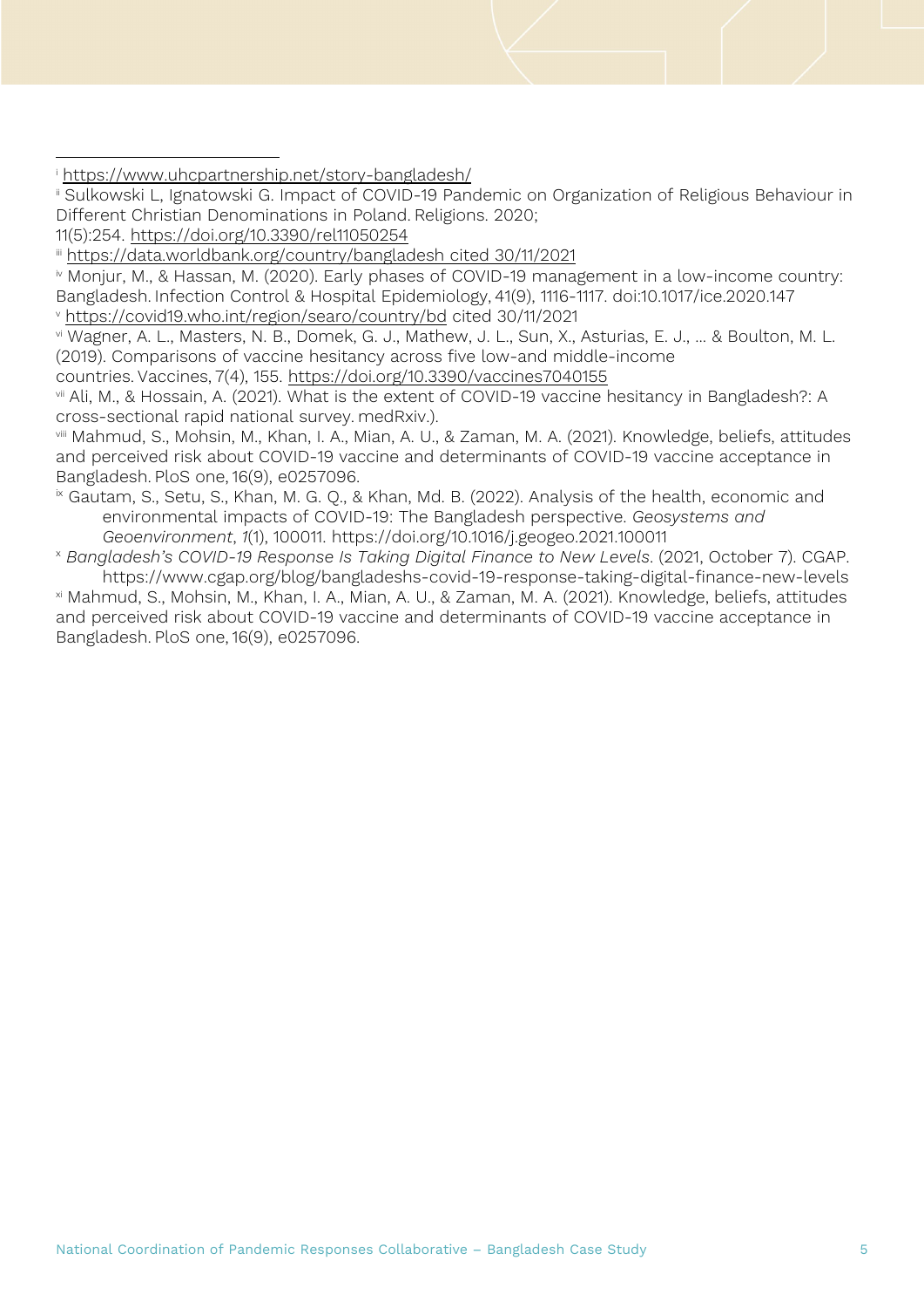[i] https://www.uhcpartnership.net/story-bangladesh/

[ii] Sulkowski L, Ignatowski G. Impact of COVID-19 Pandemic on Organization of Religious Behaviour in Different Christian Denominations in Poland. Religions. 2020; 11(5):254. https://doi.org/10.3390/rel11050254

[iii] https://data.worldbank.org/country/bangladesh cited 30/11/2021

[iv] Monjur, M., & Hassan, M. (2020). Early phases of COVID-19 management in a low-income country: Bangladesh. Infection Control & Hospital Epidemiology, 41(9), 1116-1117. doi:10.1017/ice.2020.147

[v] https://covid19.who.int/region/searo/country/bd cited 30/11/2021

[vi] Wagner, A. L., Masters, N. B., Domek, G. J., Mathew, J. L., Sun, X., Asturias, E. J., ... & Boulton, M. L. (2019). Comparisons of vaccine hesitancy across five low-and middle-income countries. Vaccines, 7(4), 155. https://doi.org/10.3390/vaccines7040155

[vii] Ali, M., & Hossain, A. (2021). What is the extent of COVID-19 vaccine hesitancy in Bangladesh?: A cross-sectional rapid national survey. medRxiv.).

[viii] Mahmud, S., Mohsin, M., Khan, I. A., Mian, A. U., & Zaman, M. A. (2021). Knowledge, beliefs, attitudes and perceived risk about COVID-19 vaccine and determinants of COVID-19 vaccine acceptance in Bangladesh. PloS one, 16(9), e0257096.

[ix] Gautam, S., Setu, S., Khan, M. G. Q., & Khan, Md. B. (2022). Analysis of the health, economic and environmental impacts of COVID-19: The Bangladesh perspective. *Geosystems and Geoenvironment*, *1*(1), 100011. https://doi.org/10.1016/j.geogeo.2021.100011

[x] *Bangladesh's COVID-19 Response Is Taking Digital Finance to New Levels*. (2021, October 7). CGAP. https://www.cgap.org/blog/bangladeshs-covid-19-response-taking-digital-finance-new-levels

[xi] Mahmud, S., Mohsin, M., Khan, I. A., Mian, A. U., & Zaman, M. A. (2021). Knowledge, beliefs, attitudes and perceived risk about COVID-19 vaccine and determinants of COVID-19 vaccine acceptance in Bangladesh. PloS one, 16(9), e0257096.